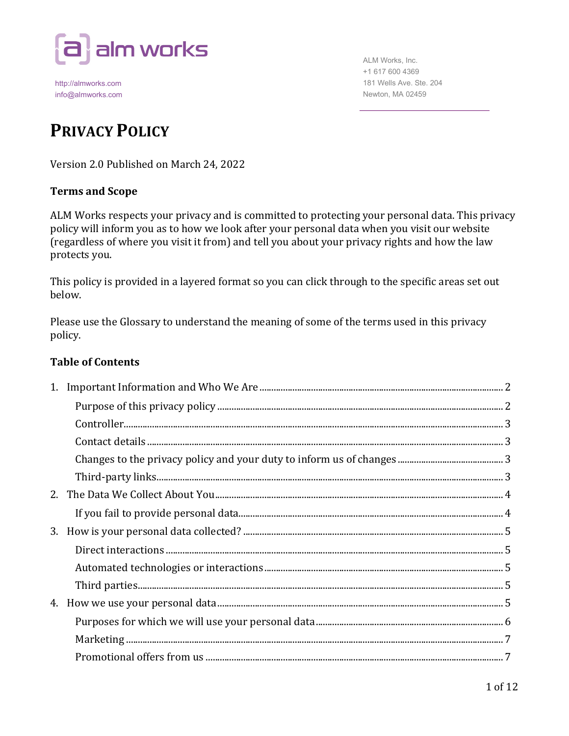alm works

http://almworks.com
info@almworks.com

ALM Works, Inc.
+1 617 600 4369
181 Wells Ave. Ste. 204
Newton, MA 02459

# PRIVACY POLICY

Version 2.0 Published on March 24, 2022

**Terms and Scope**

ALM Works respects your privacy and is committed to protecting your personal data. This privacy policy will inform you as to how we look after your personal data when you visit our website (regardless of where you visit it from) and tell you about your privacy rights and how the law protects you.

This policy is provided in a layered format so you can click through to the specific areas set out below.

Please use the Glossary to understand the meaning of some of the terms used in this privacy policy.

**Table of Contents**

1. Important Information and Who We Are ..... 2
   - Purpose of this privacy policy ..... 2
   - Controller ..... 3
   - Contact details ..... 3
   - Changes to the privacy policy and your duty to inform us of changes ..... 3
   - Third-party links ..... 3
2. The Data We Collect About You ..... 4
   - If you fail to provide personal data ..... 4
3. How is your personal data collected? ..... 5
   - Direct interactions ..... 5
   - Automated technologies or interactions ..... 5
   - Third parties ..... 5
4. How we use your personal data ..... 5
   - Purposes for which we will use your personal data ..... 6
   - Marketing ..... 7
   - Promotional offers from us ..... 7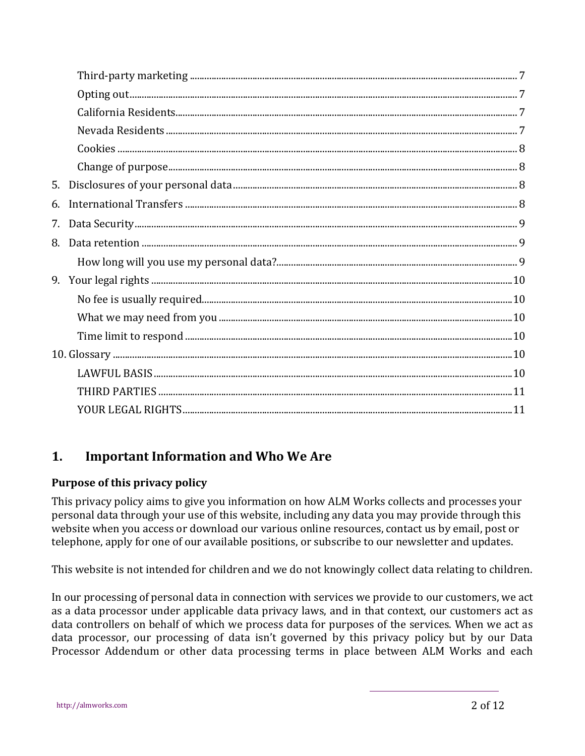Third-party marketing ..... 7
Opting out..... 7
California Residents..... 7
Nevada Residents ..... 7
Cookies ..... 8
Change of purpose..... 8

5. Disclosures of your personal data ..... 8
6. International Transfers ..... 8
7. Data Security ..... 9
8. Data retention ..... 9

How long will you use my personal data?..... 9

9. Your legal rights ..... 10

No fee is usually required..... 10
What we may need from you ..... 10
Time limit to respond ..... 10

10. Glossary ..... 10

LAWFUL BASIS ..... 10
THIRD PARTIES ..... 11
YOUR LEGAL RIGHTS..... 11

## 1. Important Information and Who We Are

### Purpose of this privacy policy

This privacy policy aims to give you information on how ALM Works collects and processes your personal data through your use of this website, including any data you may provide through this website when you access or download our various online resources, contact us by email, post or telephone, apply for one of our available positions, or subscribe to our newsletter and updates.

This website is not intended for children and we do not knowingly collect data relating to children.

In our processing of personal data in connection with services we provide to our customers, we act as a data processor under applicable data privacy laws, and in that context, our customers act as data controllers on behalf of which we process data for purposes of the services. When we act as data processor, our processing of data isn't governed by this privacy policy but by our Data Processor Addendum or other data processing terms in place between ALM Works and each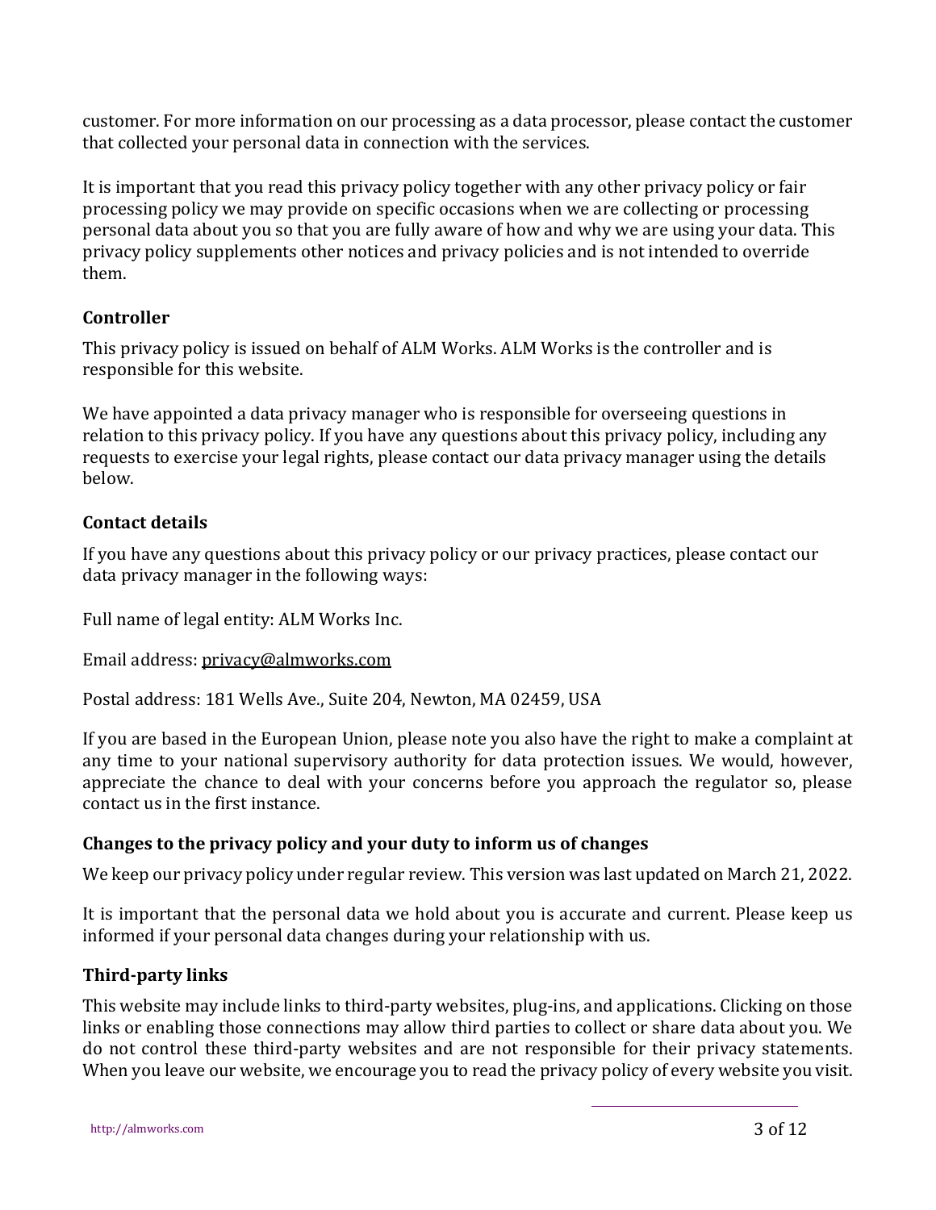customer. For more information on our processing as a data processor, please contact the customer that collected your personal data in connection with the services.

It is important that you read this privacy policy together with any other privacy policy or fair processing policy we may provide on specific occasions when we are collecting or processing personal data about you so that you are fully aware of how and why we are using your data. This privacy policy supplements other notices and privacy policies and is not intended to override them.

### Controller

This privacy policy is issued on behalf of ALM Works. ALM Works is the controller and is responsible for this website.

We have appointed a data privacy manager who is responsible for overseeing questions in relation to this privacy policy. If you have any questions about this privacy policy, including any requests to exercise your legal rights, please contact our data privacy manager using the details below.

### Contact details

If you have any questions about this privacy policy or our privacy practices, please contact our data privacy manager in the following ways:

Full name of legal entity: ALM Works Inc.

Email address: privacy@almworks.com

Postal address: 181 Wells Ave., Suite 204, Newton, MA 02459, USA

If you are based in the European Union, please note you also have the right to make a complaint at any time to your national supervisory authority for data protection issues. We would, however, appreciate the chance to deal with your concerns before you approach the regulator so, please contact us in the first instance.

### Changes to the privacy policy and your duty to inform us of changes

We keep our privacy policy under regular review. This version was last updated on March 21, 2022.

It is important that the personal data we hold about you is accurate and current. Please keep us informed if your personal data changes during your relationship with us.

### Third-party links

This website may include links to third-party websites, plug-ins, and applications. Clicking on those links or enabling those connections may allow third parties to collect or share data about you. We do not control these third-party websites and are not responsible for their privacy statements. When you leave our website, we encourage you to read the privacy policy of every website you visit.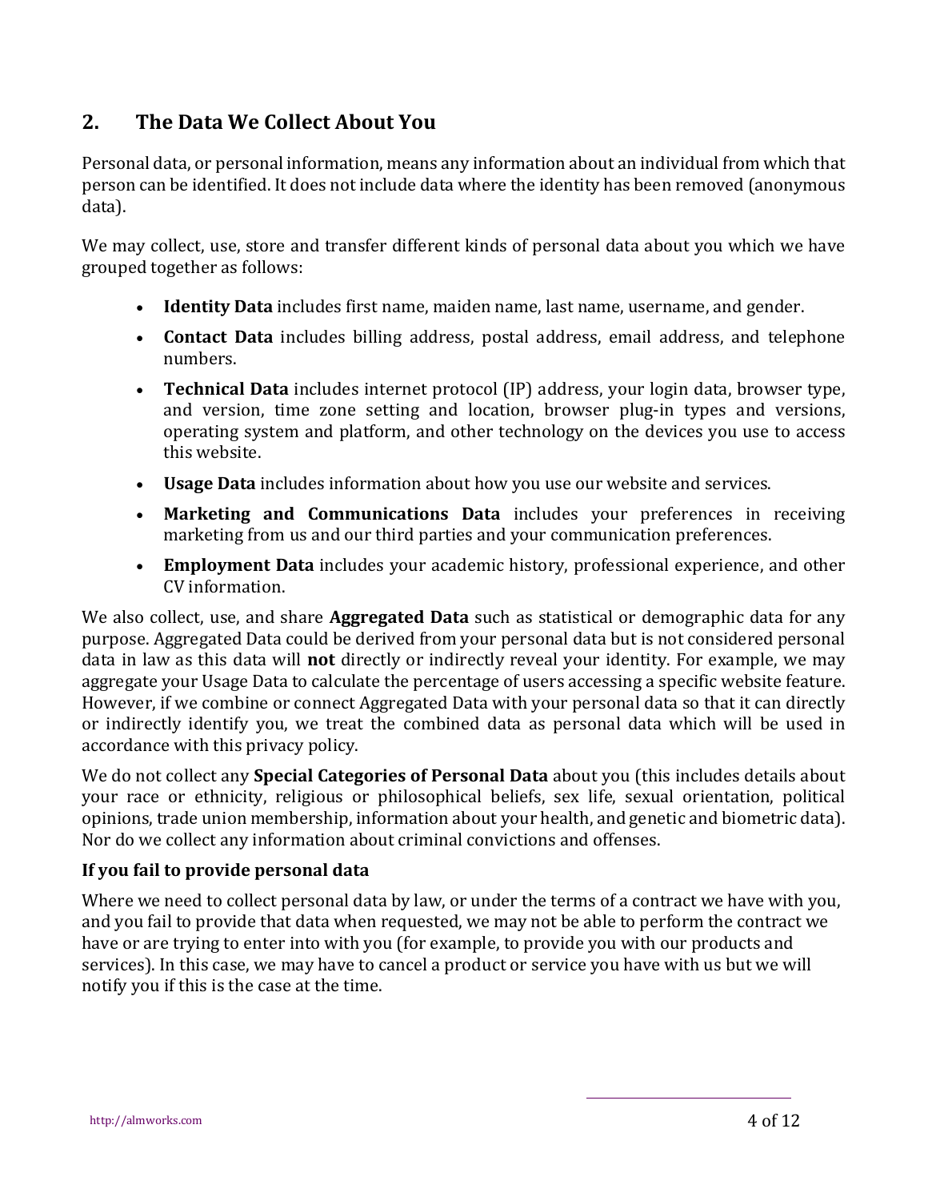## 2. The Data We Collect About You

Personal data, or personal information, means any information about an individual from which that person can be identified. It does not include data where the identity has been removed (anonymous data).

We may collect, use, store and transfer different kinds of personal data about you which we have grouped together as follows:

- **Identity Data** includes first name, maiden name, last name, username, and gender.
- **Contact Data** includes billing address, postal address, email address, and telephone numbers.
- **Technical Data** includes internet protocol (IP) address, your login data, browser type, and version, time zone setting and location, browser plug-in types and versions, operating system and platform, and other technology on the devices you use to access this website.
- **Usage Data** includes information about how you use our website and services.
- **Marketing and Communications Data** includes your preferences in receiving marketing from us and our third parties and your communication preferences.
- **Employment Data** includes your academic history, professional experience, and other CV information.

We also collect, use, and share **Aggregated Data** such as statistical or demographic data for any purpose. Aggregated Data could be derived from your personal data but is not considered personal data in law as this data will **not** directly or indirectly reveal your identity. For example, we may aggregate your Usage Data to calculate the percentage of users accessing a specific website feature. However, if we combine or connect Aggregated Data with your personal data so that it can directly or indirectly identify you, we treat the combined data as personal data which will be used in accordance with this privacy policy.

We do not collect any **Special Categories of Personal Data** about you (this includes details about your race or ethnicity, religious or philosophical beliefs, sex life, sexual orientation, political opinions, trade union membership, information about your health, and genetic and biometric data). Nor do we collect any information about criminal convictions and offenses.

**If you fail to provide personal data**

Where we need to collect personal data by law, or under the terms of a contract we have with you, and you fail to provide that data when requested, we may not be able to perform the contract we have or are trying to enter into with you (for example, to provide you with our products and services). In this case, we may have to cancel a product or service you have with us but we will notify you if this is the case at the time.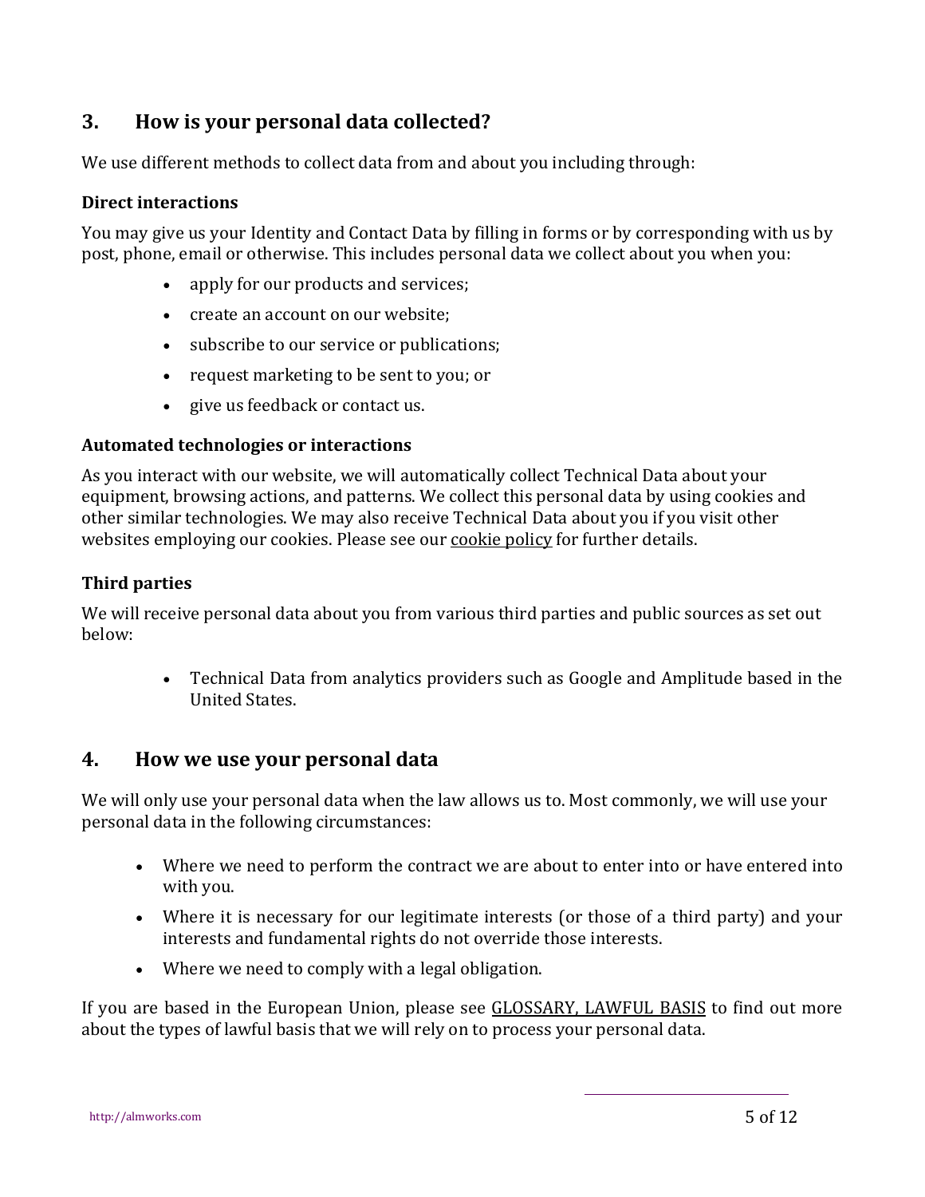## 3. How is your personal data collected?

We use different methods to collect data from and about you including through:

### Direct interactions

You may give us your Identity and Contact Data by filling in forms or by corresponding with us by post, phone, email or otherwise. This includes personal data we collect about you when you:

- apply for our products and services;
- create an account on our website;
- subscribe to our service or publications;
- request marketing to be sent to you; or
- give us feedback or contact us.

### Automated technologies or interactions

As you interact with our website, we will automatically collect Technical Data about your equipment, browsing actions, and patterns. We collect this personal data by using cookies and other similar technologies. We may also receive Technical Data about you if you visit other websites employing our cookies. Please see our cookie policy for further details.

### Third parties

We will receive personal data about you from various third parties and public sources as set out below:

- Technical Data from analytics providers such as Google and Amplitude based in the United States.

## 4. How we use your personal data

We will only use your personal data when the law allows us to. Most commonly, we will use your personal data in the following circumstances:

- Where we need to perform the contract we are about to enter into or have entered into with you.
- Where it is necessary for our legitimate interests (or those of a third party) and your interests and fundamental rights do not override those interests.
- Where we need to comply with a legal obligation.

If you are based in the European Union, please see GLOSSARY, LAWFUL BASIS to find out more about the types of lawful basis that we will rely on to process your personal data.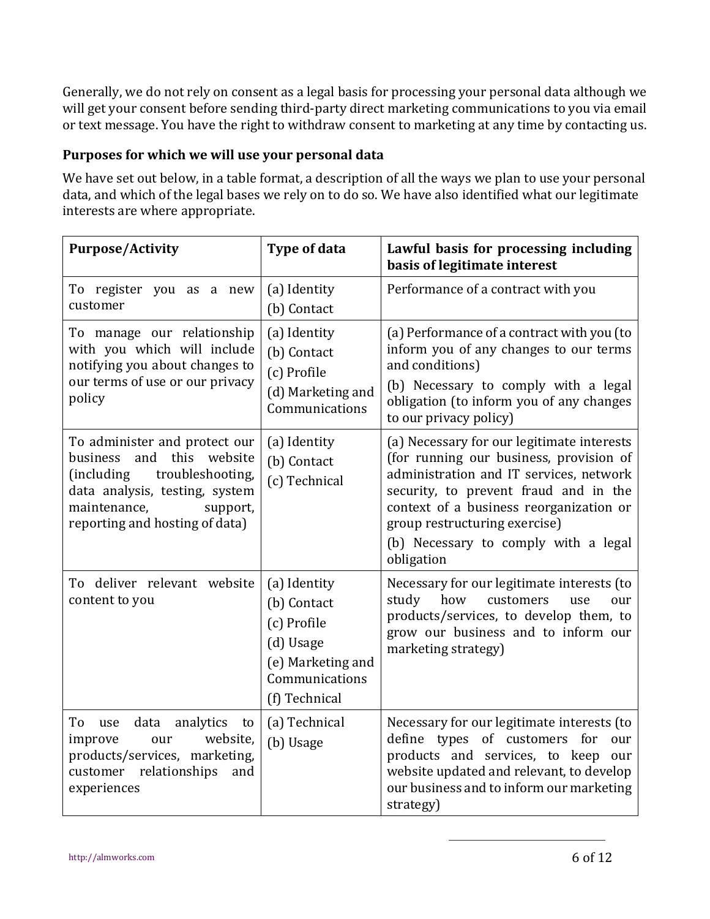Generally, we do not rely on consent as a legal basis for processing your personal data although we will get your consent before sending third-party direct marketing communications to you via email or text message. You have the right to withdraw consent to marketing at any time by contacting us.

**Purposes for which we will use your personal data**

We have set out below, in a table format, a description of all the ways we plan to use your personal data, and which of the legal bases we rely on to do so. We have also identified what our legitimate interests are where appropriate.

| Purpose/Activity | Type of data | Lawful basis for processing including basis of legitimate interest |
|---|---|---|
| To register you as a new customer | (a) Identity<br>(b) Contact | Performance of a contract with you |
| To manage our relationship with you which will include notifying you about changes to our terms of use or our privacy policy | (a) Identity<br>(b) Contact<br>(c) Profile<br>(d) Marketing and Communications | (a) Performance of a contract with you (to inform you of any changes to our terms and conditions)<br>(b) Necessary to comply with a legal obligation (to inform you of any changes to our privacy policy) |
| To administer and protect our business and this website (including troubleshooting, data analysis, testing, system maintenance, support, reporting and hosting of data) | (a) Identity<br>(b) Contact<br>(c) Technical | (a) Necessary for our legitimate interests (for running our business, provision of administration and IT services, network security, to prevent fraud and in the context of a business reorganization or group restructuring exercise)<br>(b) Necessary to comply with a legal obligation |
| To deliver relevant website content to you | (a) Identity<br>(b) Contact<br>(c) Profile<br>(d) Usage<br>(e) Marketing and Communications<br>(f) Technical | Necessary for our legitimate interests (to study how customers use our products/services, to develop them, to grow our business and to inform our marketing strategy) |
| To use data analytics to improve our website, products/services, marketing, customer relationships and experiences | (a) Technical<br>(b) Usage | Necessary for our legitimate interests (to define types of customers for our products and services, to keep our website updated and relevant, to develop our business and to inform our marketing strategy) |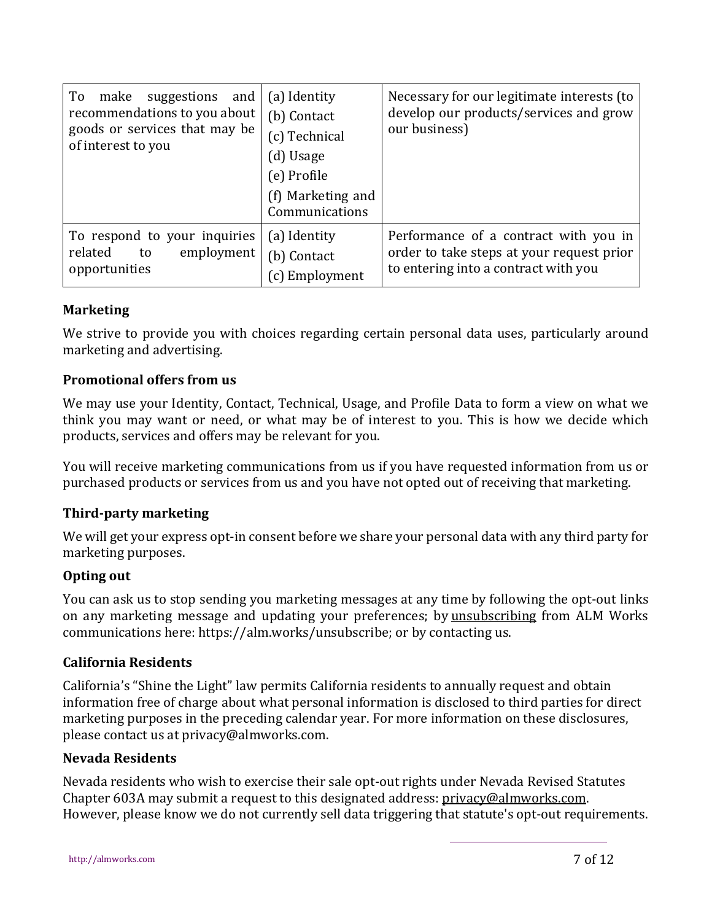| To make suggestions and recommendations to you about goods or services that may be of interest to you | (a) Identity<br>(b) Contact<br>(c) Technical<br>(d) Usage<br>(e) Profile<br>(f) Marketing and Communications | Necessary for our legitimate interests (to develop our products/services and grow our business) |
|---|---|---|
| To respond to your inquiries related to employment opportunities | (a) Identity<br>(b) Contact<br>(c) Employment | Performance of a contract with you in order to take steps at your request prior to entering into a contract with you |

**Marketing**

We strive to provide you with choices regarding certain personal data uses, particularly around marketing and advertising.

**Promotional offers from us**

We may use your Identity, Contact, Technical, Usage, and Profile Data to form a view on what we think you may want or need, or what may be of interest to you. This is how we decide which products, services and offers may be relevant for you.

You will receive marketing communications from us if you have requested information from us or purchased products or services from us and you have not opted out of receiving that marketing.

**Third-party marketing**

We will get your express opt-in consent before we share your personal data with any third party for marketing purposes.

**Opting out**

You can ask us to stop sending you marketing messages at any time by following the opt-out links on any marketing message and updating your preferences; by unsubscribing from ALM Works communications here: https://alm.works/unsubscribe; or by contacting us.

**California Residents**

California's "Shine the Light" law permits California residents to annually request and obtain information free of charge about what personal information is disclosed to third parties for direct marketing purposes in the preceding calendar year. For more information on these disclosures, please contact us at privacy@almworks.com.

**Nevada Residents**

Nevada residents who wish to exercise their sale opt-out rights under Nevada Revised Statutes Chapter 603A may submit a request to this designated address: privacy@almworks.com. However, please know we do not currently sell data triggering that statute's opt-out requirements.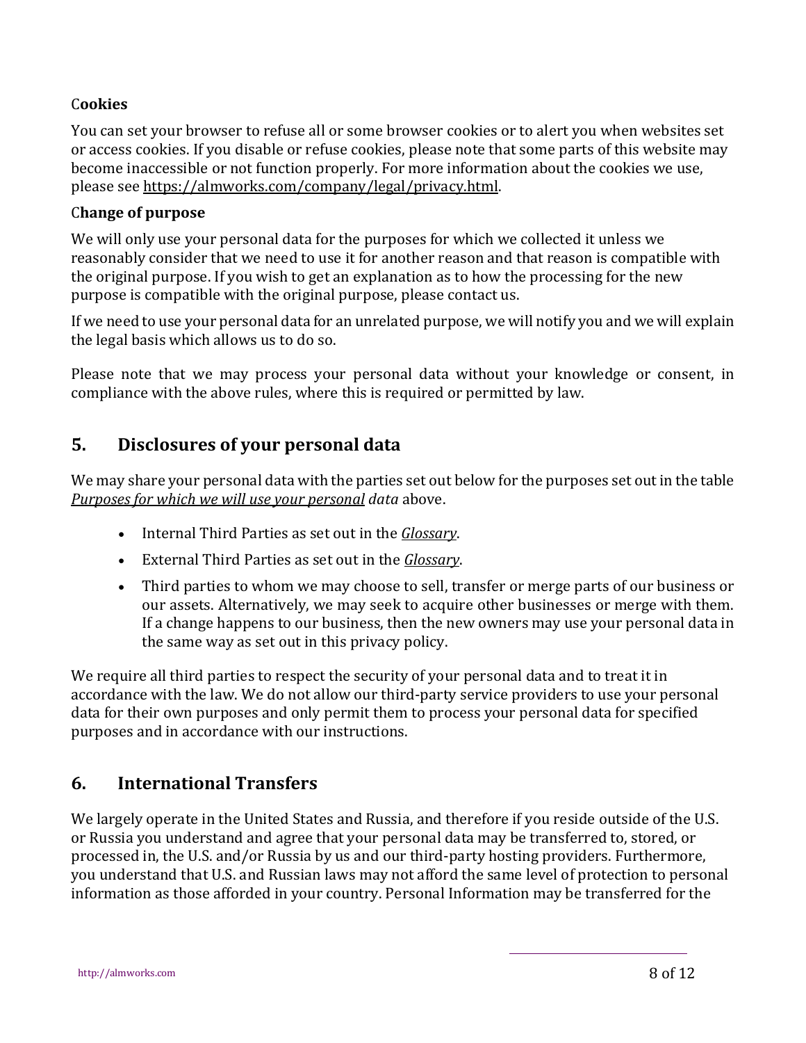**Cookies**

You can set your browser to refuse all or some browser cookies or to alert you when websites set or access cookies. If you disable or refuse cookies, please note that some parts of this website may become inaccessible or not function properly. For more information about the cookies we use, please see https://almworks.com/company/legal/privacy.html.

**Change of purpose**

We will only use your personal data for the purposes for which we collected it unless we reasonably consider that we need to use it for another reason and that reason is compatible with the original purpose. If you wish to get an explanation as to how the processing for the new purpose is compatible with the original purpose, please contact us.

If we need to use your personal data for an unrelated purpose, we will notify you and we will explain the legal basis which allows us to do so.

Please note that we may process your personal data without your knowledge or consent, in compliance with the above rules, where this is required or permitted by law.

## 5. Disclosures of your personal data

We may share your personal data with the parties set out below for the purposes set out in the table *Purposes for which we will use your personal data* above.

- Internal Third Parties as set out in the *Glossary*.
- External Third Parties as set out in the *Glossary*.
- Third parties to whom we may choose to sell, transfer or merge parts of our business or our assets. Alternatively, we may seek to acquire other businesses or merge with them. If a change happens to our business, then the new owners may use your personal data in the same way as set out in this privacy policy.

We require all third parties to respect the security of your personal data and to treat it in accordance with the law. We do not allow our third-party service providers to use your personal data for their own purposes and only permit them to process your personal data for specified purposes and in accordance with our instructions.

## 6. International Transfers

We largely operate in the United States and Russia, and therefore if you reside outside of the U.S. or Russia you understand and agree that your personal data may be transferred to, stored, or processed in, the U.S. and/or Russia by us and our third-party hosting providers. Furthermore, you understand that U.S. and Russian laws may not afford the same level of protection to personal information as those afforded in your country. Personal Information may be transferred for the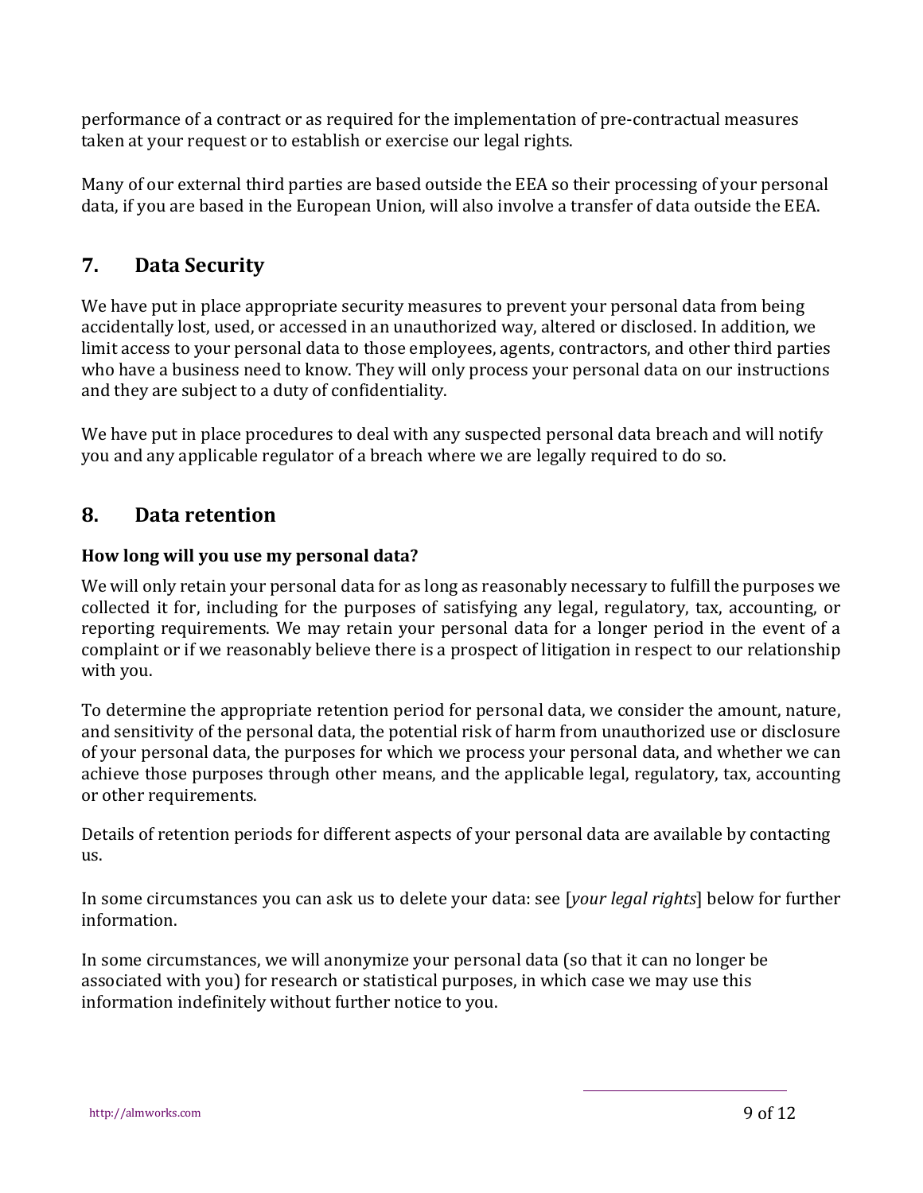performance of a contract or as required for the implementation of pre-contractual measures taken at your request or to establish or exercise our legal rights.

Many of our external third parties are based outside the EEA so their processing of your personal data, if you are based in the European Union, will also involve a transfer of data outside the EEA.

## 7. Data Security

We have put in place appropriate security measures to prevent your personal data from being accidentally lost, used, or accessed in an unauthorized way, altered or disclosed. In addition, we limit access to your personal data to those employees, agents, contractors, and other third parties who have a business need to know. They will only process your personal data on our instructions and they are subject to a duty of confidentiality.

We have put in place procedures to deal with any suspected personal data breach and will notify you and any applicable regulator of a breach where we are legally required to do so.

## 8. Data retention

**How long will you use my personal data?**

We will only retain your personal data for as long as reasonably necessary to fulfill the purposes we collected it for, including for the purposes of satisfying any legal, regulatory, tax, accounting, or reporting requirements. We may retain your personal data for a longer period in the event of a complaint or if we reasonably believe there is a prospect of litigation in respect to our relationship with you.

To determine the appropriate retention period for personal data, we consider the amount, nature, and sensitivity of the personal data, the potential risk of harm from unauthorized use or disclosure of your personal data, the purposes for which we process your personal data, and whether we can achieve those purposes through other means, and the applicable legal, regulatory, tax, accounting or other requirements.

Details of retention periods for different aspects of your personal data are available by contacting us.

In some circumstances you can ask us to delete your data: see [*your legal rights*] below for further information.

In some circumstances, we will anonymize your personal data (so that it can no longer be associated with you) for research or statistical purposes, in which case we may use this information indefinitely without further notice to you.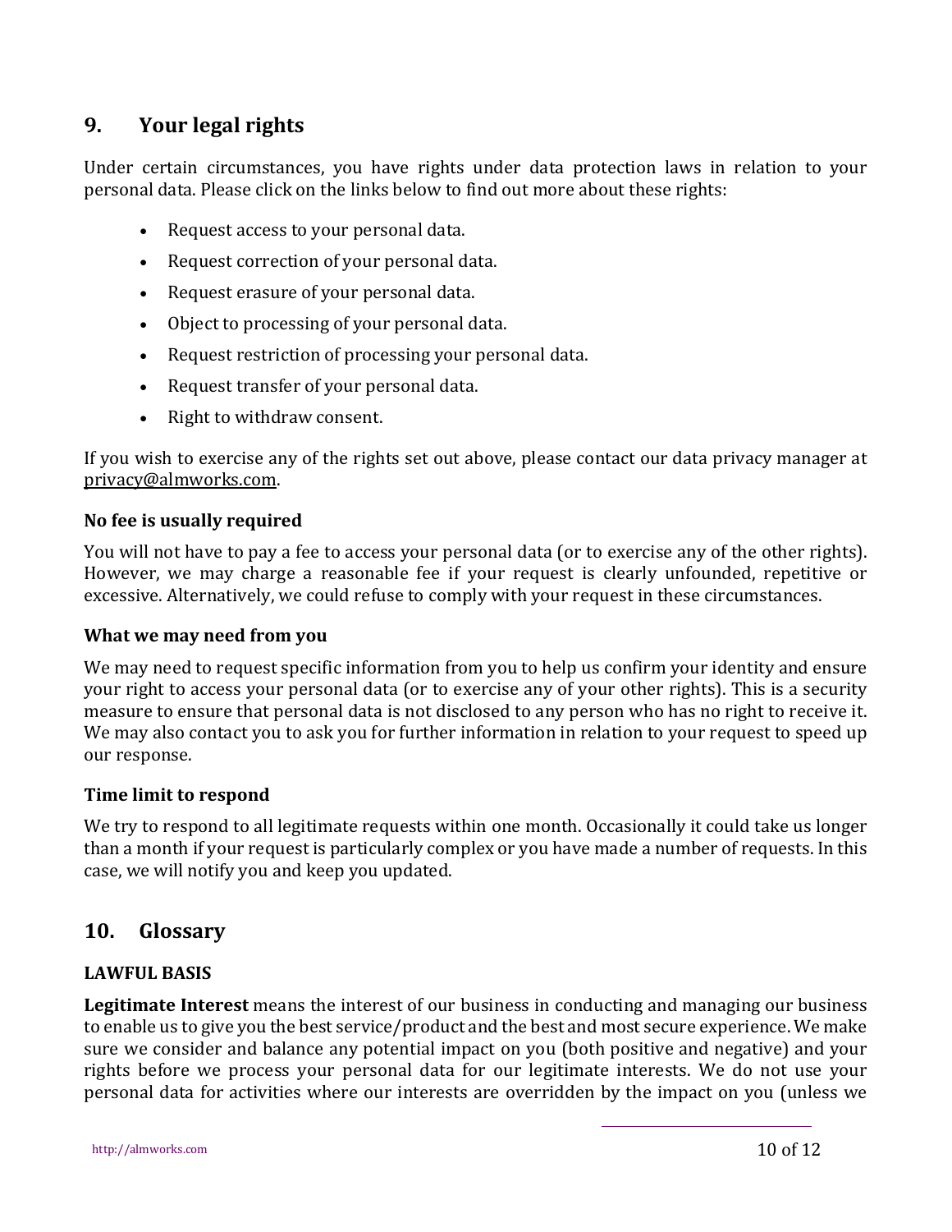## 9. Your legal rights

Under certain circumstances, you have rights under data protection laws in relation to your personal data. Please click on the links below to find out more about these rights:

- Request access to your personal data.
- Request correction of your personal data.
- Request erasure of your personal data.
- Object to processing of your personal data.
- Request restriction of processing your personal data.
- Request transfer of your personal data.
- Right to withdraw consent.

If you wish to exercise any of the rights set out above, please contact our data privacy manager at privacy@almworks.com.

**No fee is usually required**

You will not have to pay a fee to access your personal data (or to exercise any of the other rights). However, we may charge a reasonable fee if your request is clearly unfounded, repetitive or excessive. Alternatively, we could refuse to comply with your request in these circumstances.

**What we may need from you**

We may need to request specific information from you to help us confirm your identity and ensure your right to access your personal data (or to exercise any of your other rights). This is a security measure to ensure that personal data is not disclosed to any person who has no right to receive it. We may also contact you to ask you for further information in relation to your request to speed up our response.

**Time limit to respond**

We try to respond to all legitimate requests within one month. Occasionally it could take us longer than a month if your request is particularly complex or you have made a number of requests. In this case, we will notify you and keep you updated.

## 10. Glossary

**LAWFUL BASIS**

**Legitimate Interest** means the interest of our business in conducting and managing our business to enable us to give you the best service/product and the best and most secure experience. We make sure we consider and balance any potential impact on you (both positive and negative) and your rights before we process your personal data for our legitimate interests. We do not use your personal data for activities where our interests are overridden by the impact on you (unless we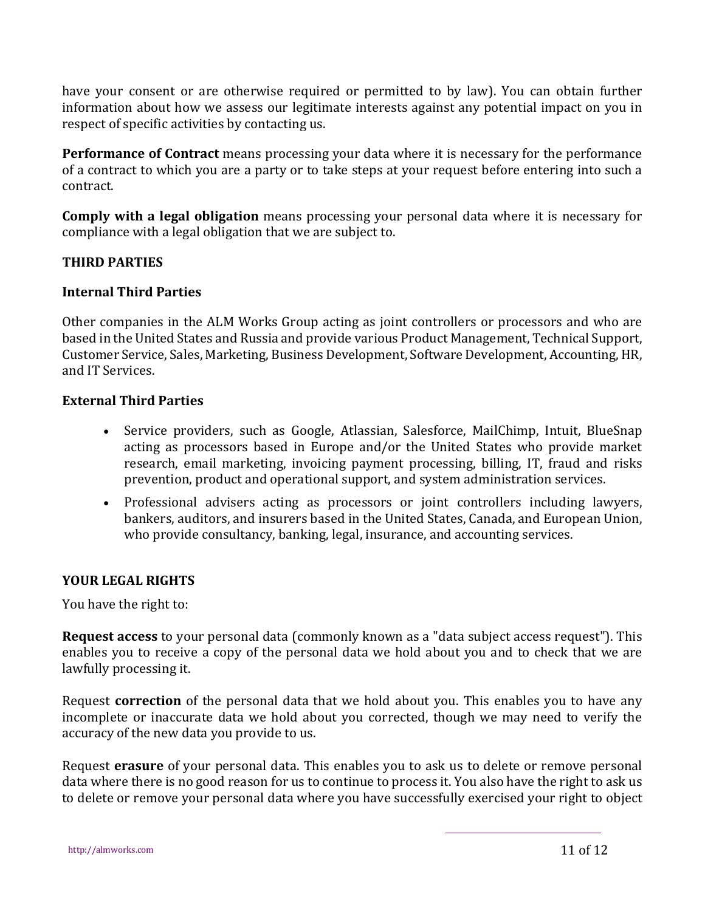have your consent or are otherwise required or permitted to by law). You can obtain further information about how we assess our legitimate interests against any potential impact on you in respect of specific activities by contacting us.

**Performance of Contract** means processing your data where it is necessary for the performance of a contract to which you are a party or to take steps at your request before entering into such a contract.

**Comply with a legal obligation** means processing your personal data where it is necessary for compliance with a legal obligation that we are subject to.

## THIRD PARTIES

### Internal Third Parties

Other companies in the ALM Works Group acting as joint controllers or processors and who are based in the United States and Russia and provide various Product Management, Technical Support, Customer Service, Sales, Marketing, Business Development, Software Development, Accounting, HR, and IT Services.

### External Third Parties

- Service providers, such as Google, Atlassian, Salesforce, MailChimp, Intuit, BlueSnap acting as processors based in Europe and/or the United States who provide market research, email marketing, invoicing payment processing, billing, IT, fraud and risks prevention, product and operational support, and system administration services.
- Professional advisers acting as processors or joint controllers including lawyers, bankers, auditors, and insurers based in the United States, Canada, and European Union, who provide consultancy, banking, legal, insurance, and accounting services.

## YOUR LEGAL RIGHTS

You have the right to:

**Request access** to your personal data (commonly known as a "data subject access request"). This enables you to receive a copy of the personal data we hold about you and to check that we are lawfully processing it.

Request **correction** of the personal data that we hold about you. This enables you to have any incomplete or inaccurate data we hold about you corrected, though we may need to verify the accuracy of the new data you provide to us.

Request **erasure** of your personal data. This enables you to ask us to delete or remove personal data where there is no good reason for us to continue to process it. You also have the right to ask us to delete or remove your personal data where you have successfully exercised your right to object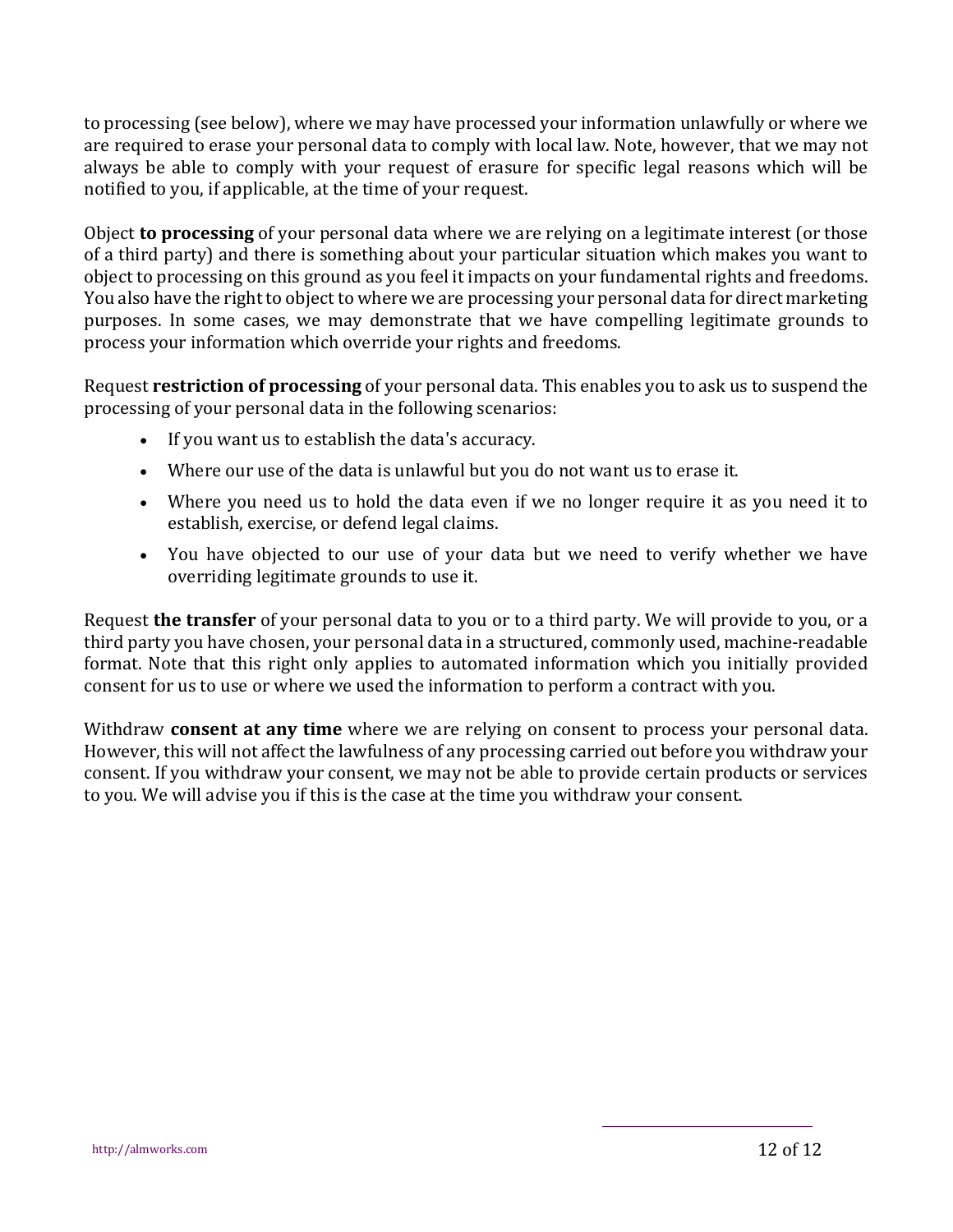to processing (see below), where we may have processed your information unlawfully or where we are required to erase your personal data to comply with local law. Note, however, that we may not always be able to comply with your request of erasure for specific legal reasons which will be notified to you, if applicable, at the time of your request.

Object **to processing** of your personal data where we are relying on a legitimate interest (or those of a third party) and there is something about your particular situation which makes you want to object to processing on this ground as you feel it impacts on your fundamental rights and freedoms. You also have the right to object to where we are processing your personal data for direct marketing purposes. In some cases, we may demonstrate that we have compelling legitimate grounds to process your information which override your rights and freedoms.

Request **restriction of processing** of your personal data. This enables you to ask us to suspend the processing of your personal data in the following scenarios:

- If you want us to establish the data's accuracy.
- Where our use of the data is unlawful but you do not want us to erase it.
- Where you need us to hold the data even if we no longer require it as you need it to establish, exercise, or defend legal claims.
- You have objected to our use of your data but we need to verify whether we have overriding legitimate grounds to use it.

Request **the transfer** of your personal data to you or to a third party. We will provide to you, or a third party you have chosen, your personal data in a structured, commonly used, machine-readable format. Note that this right only applies to automated information which you initially provided consent for us to use or where we used the information to perform a contract with you.

Withdraw **consent at any time** where we are relying on consent to process your personal data. However, this will not affect the lawfulness of any processing carried out before you withdraw your consent. If you withdraw your consent, we may not be able to provide certain products or services to you. We will advise you if this is the case at the time you withdraw your consent.